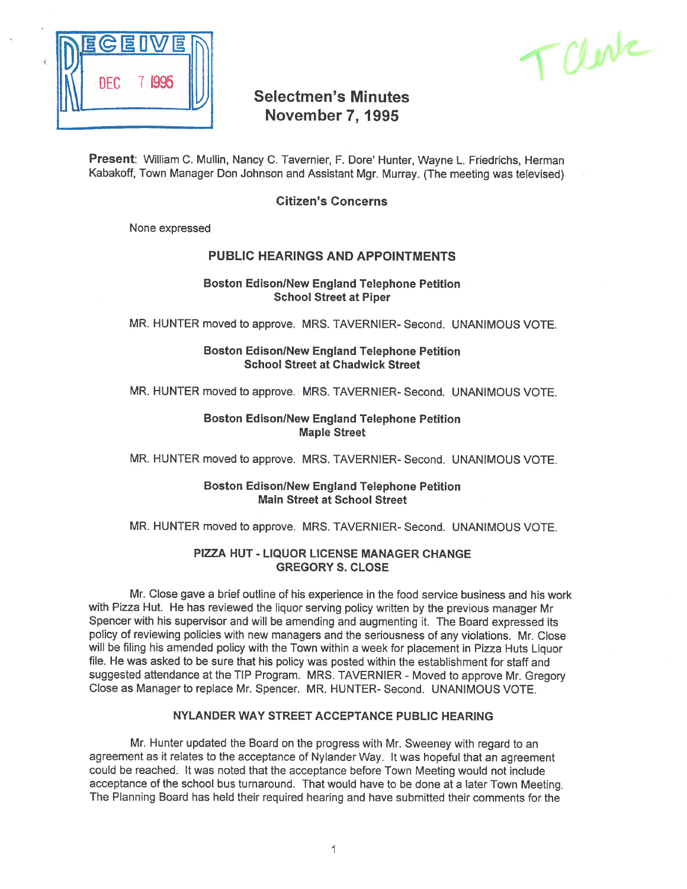RECEIVED DEC 7 1995

T Clerk

# Selectmen's Minutes
# November 7, 1995

**Present**: William C. Mullin, Nancy C. Tavernier, F. Dore' Hunter, Wayne L. Friedrichs, Herman Kabakoff, Town Manager Don Johnson and Assistant Mgr. Murray. (The meeting was televised)

### Citizen's Concerns

None expressed

### PUBLIC HEARINGS AND APPOINTMENTS

**Boston Edison/New England Telephone Petition**
**School Street at Piper**

MR. HUNTER moved to approve. MRS. TAVERNIER- Second. UNANIMOUS VOTE.

**Boston Edison/New England Telephone Petition**
**School Street at Chadwick Street**

MR. HUNTER moved to approve. MRS. TAVERNIER- Second. UNANIMOUS VOTE.

**Boston Edison/New England Telephone Petition**
**Maple Street**

MR. HUNTER moved to approve. MRS. TAVERNIER- Second. UNANIMOUS VOTE.

**Boston Edison/New England Telephone Petition**
**Main Street at School Street**

MR. HUNTER moved to approve. MRS. TAVERNIER- Second. UNANIMOUS VOTE.

**PIZZA HUT - LIQUOR LICENSE MANAGER CHANGE**
**GREGORY S. CLOSE**

Mr. Close gave a brief outline of his experience in the food service business and his work with Pizza Hut. He has reviewed the liquor serving policy written by the previous manager Mr Spencer with his supervisor and will be amending and augmenting it. The Board expressed its policy of reviewing policies with new managers and the seriousness of any violations. Mr. Close will be filing his amended policy with the Town within a week for placement in Pizza Huts Liquor file. He was asked to be sure that his policy was posted within the establishment for staff and suggested attendance at the TIP Program. MRS. TAVERNIER - Moved to approve Mr. Gregory Close as Manager to replace Mr. Spencer. MR. HUNTER- Second. UNANIMOUS VOTE.

**NYLANDER WAY STREET ACCEPTANCE PUBLIC HEARING**

Mr. Hunter updated the Board on the progress with Mr. Sweeney with regard to an agreement as it relates to the acceptance of Nylander Way. It was hopeful that an agreement could be reached. It was noted that the acceptance before Town Meeting would not include acceptance of the school bus turnaround. That would have to be done at a later Town Meeting. The Planning Board has held their required hearing and have submitted their comments for the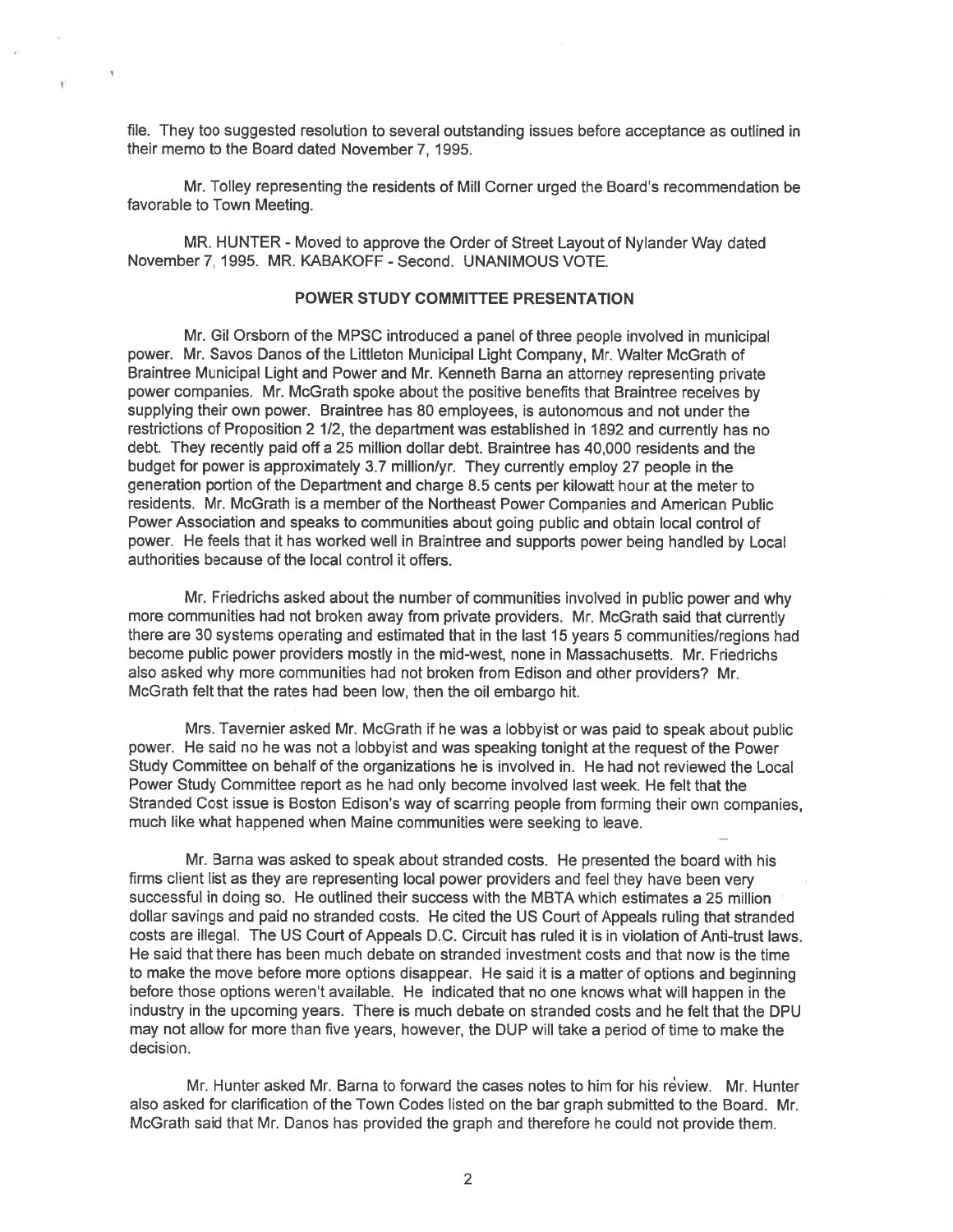file. They too suggested resolution to several outstanding issues before acceptance as outlined in their memo to the Board dated November 7, 1995.

Mr. Tolley representing the residents of Mill Corner urged the Board's recommendation be favorable to Town Meeting.

MR. HUNTER - Moved to approve the Order of Street Layout of Nylander Way dated November 7, 1995. MR. KABAKOFF - Second. UNANIMOUS VOTE.

## POWER STUDY COMMITTEE PRESENTATION

Mr. Gil Orsborn of the MPSC introduced a panel of three people involved in municipal power. Mr. Savos Danos of the Littleton Municipal Light Company, Mr. Walter McGrath of Braintree Municipal Light and Power and Mr. Kenneth Barna an attorney representing private power companies. Mr. McGrath spoke about the positive benefits that Braintree receives by supplying their own power. Braintree has 80 employees, is autonomous and not under the restrictions of Proposition 2 1/2, the department was established in 1892 and currently has no debt. They recently paid off a 25 million dollar debt. Braintree has 40,000 residents and the budget for power is approximately 3.7 million/yr. They currently employ 27 people in the generation portion of the Department and charge 8.5 cents per kilowatt hour at the meter to residents. Mr. McGrath is a member of the Northeast Power Companies and American Public Power Association and speaks to communities about going public and obtain local control of power. He feels that it has worked well in Braintree and supports power being handled by Local authorities because of the local control it offers.

Mr. Friedrichs asked about the number of communities involved in public power and why more communities had not broken away from private providers. Mr. McGrath said that currently there are 30 systems operating and estimated that in the last 15 years 5 communities/regions had become public power providers mostly in the mid-west, none in Massachusetts. Mr. Friedrichs also asked why more communities had not broken from Edison and other providers? Mr. McGrath felt that the rates had been low, then the oil embargo hit.

Mrs. Tavernier asked Mr. McGrath if he was a lobbyist or was paid to speak about public power. He said no he was not a lobbyist and was speaking tonight at the request of the Power Study Committee on behalf of the organizations he is involved in. He had not reviewed the Local Power Study Committee report as he had only become involved last week. He felt that the Stranded Cost issue is Boston Edison's way of scarring people from forming their own companies, much like what happened when Maine communities were seeking to leave.

Mr. Barna was asked to speak about stranded costs. He presented the board with his firms client list as they are representing local power providers and feel they have been very successful in doing so. He outlined their success with the MBTA which estimates a 25 million dollar savings and paid no stranded costs. He cited the US Court of Appeals ruling that stranded costs are illegal. The US Court of Appeals D.C. Circuit has ruled it is in violation of Anti-trust laws. He said that there has been much debate on stranded investment costs and that now is the time to make the move before more options disappear. He said it is a matter of options and beginning before those options weren't available. He indicated that no one knows what will happen in the industry in the upcoming years. There is much debate on stranded costs and he felt that the DPU may not allow for more than five years, however, the DUP will take a period of time to make the decision.

Mr. Hunter asked Mr. Barna to forward the cases notes to him for his review. Mr. Hunter also asked for clarification of the Town Codes listed on the bar graph submitted to the Board. Mr. McGrath said that Mr. Danos has provided the graph and therefore he could not provide them.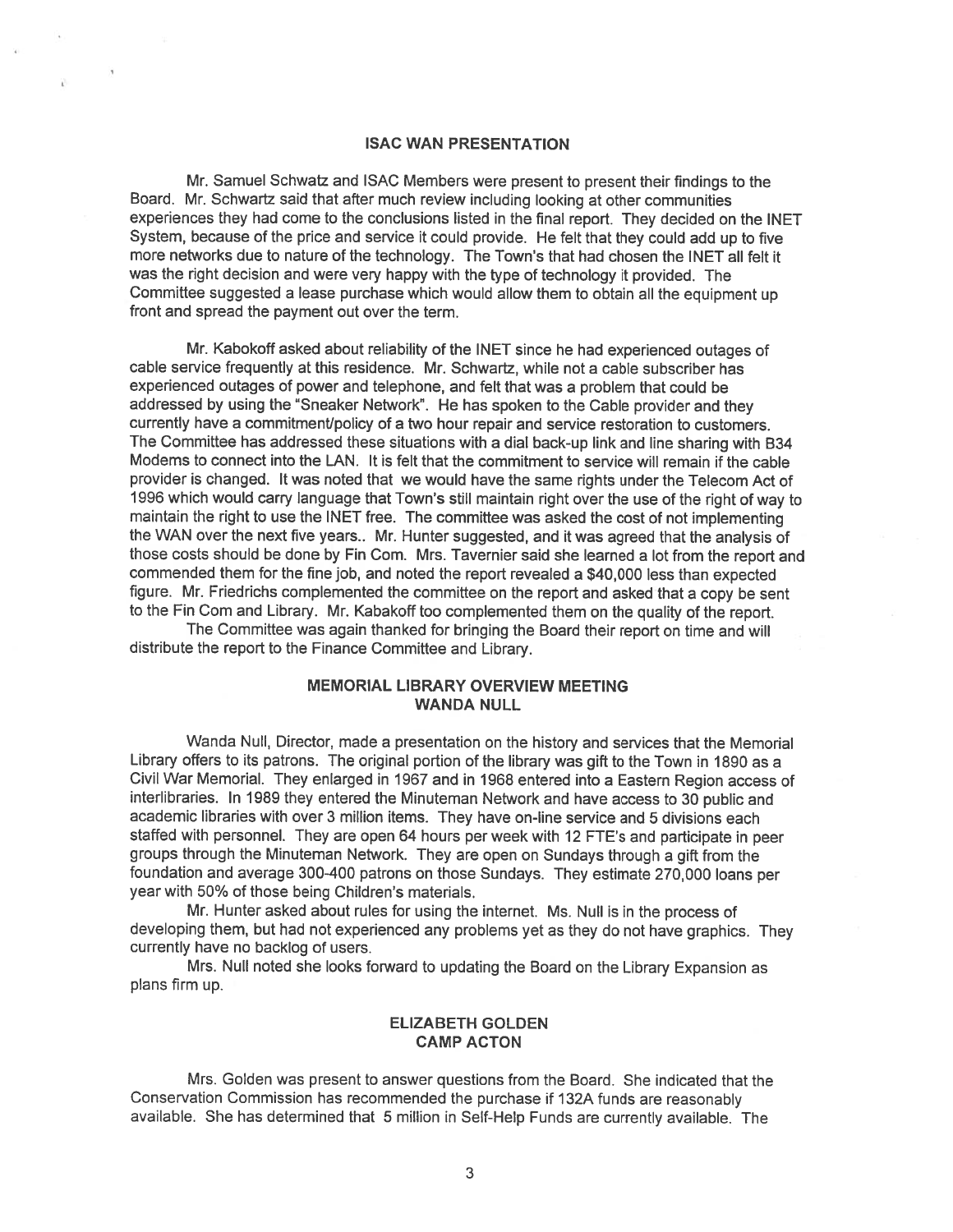## ISAC WAN PRESENTATION

Mr. Samuel Schwatz and ISAC Members were present to present their findings to the Board. Mr. Schwartz said that after much review including looking at other communities experiences they had come to the conclusions listed in the final report. They decided on the INET System, because of the price and service it could provide. He felt that they could add up to five more networks due to nature of the technology. The Town's that had chosen the INET all felt it was the right decision and were very happy with the type of technology it provided. The Committee suggested a lease purchase which would allow them to obtain all the equipment up front and spread the payment out over the term.

Mr. Kabokoff asked about reliability of the INET since he had experienced outages of cable service frequently at this residence. Mr. Schwartz, while not a cable subscriber has experienced outages of power and telephone, and felt that was a problem that could be addressed by using the "Sneaker Network". He has spoken to the Cable provider and they currently have a commitment/policy of a two hour repair and service restoration to customers. The Committee has addressed these situations with a dial back-up link and line sharing with B34 Modems to connect into the LAN. It is felt that the commitment to service will remain if the cable provider is changed. It was noted that we would have the same rights under the Telecom Act of 1996 which would carry language that Town's still maintain right over the use of the right of way to maintain the right to use the INET free. The committee was asked the cost of not implementing the WAN over the next five years.. Mr. Hunter suggested, and it was agreed that the analysis of those costs should be done by Fin Com. Mrs. Tavernier said she learned a lot from the report and commended them for the fine job, and noted the report revealed a $40,000 less than expected figure. Mr. Friedrichs complemented the committee on the report and asked that a copy be sent to the Fin Com and Library. Mr. Kabakoff too complemented them on the quality of the report.

The Committee was again thanked for bringing the Board their report on time and will distribute the report to the Finance Committee and Library.

## MEMORIAL LIBRARY OVERVIEW MEETING
## WANDA NULL

Wanda Null, Director, made a presentation on the history and services that the Memorial Library offers to its patrons. The original portion of the library was gift to the Town in 1890 as a Civil War Memorial. They enlarged in 1967 and in 1968 entered into a Eastern Region access of interlibraries. In 1989 they entered the Minuteman Network and have access to 30 public and academic libraries with over 3 million items. They have on-line service and 5 divisions each staffed with personnel. They are open 64 hours per week with 12 FTE's and participate in peer groups through the Minuteman Network. They are open on Sundays through a gift from the foundation and average 300-400 patrons on those Sundays. They estimate 270,000 loans per year with 50% of those being Children's materials.

Mr. Hunter asked about rules for using the internet. Ms. Null is in the process of developing them, but had not experienced any problems yet as they do not have graphics. They currently have no backlog of users.

Mrs. Null noted she looks forward to updating the Board on the Library Expansion as plans firm up.

## ELIZABETH GOLDEN
## CAMP ACTON

Mrs. Golden was present to answer questions from the Board. She indicated that the Conservation Commission has recommended the purchase if 132A funds are reasonably available. She has determined that 5 million in Self-Help Funds are currently available. The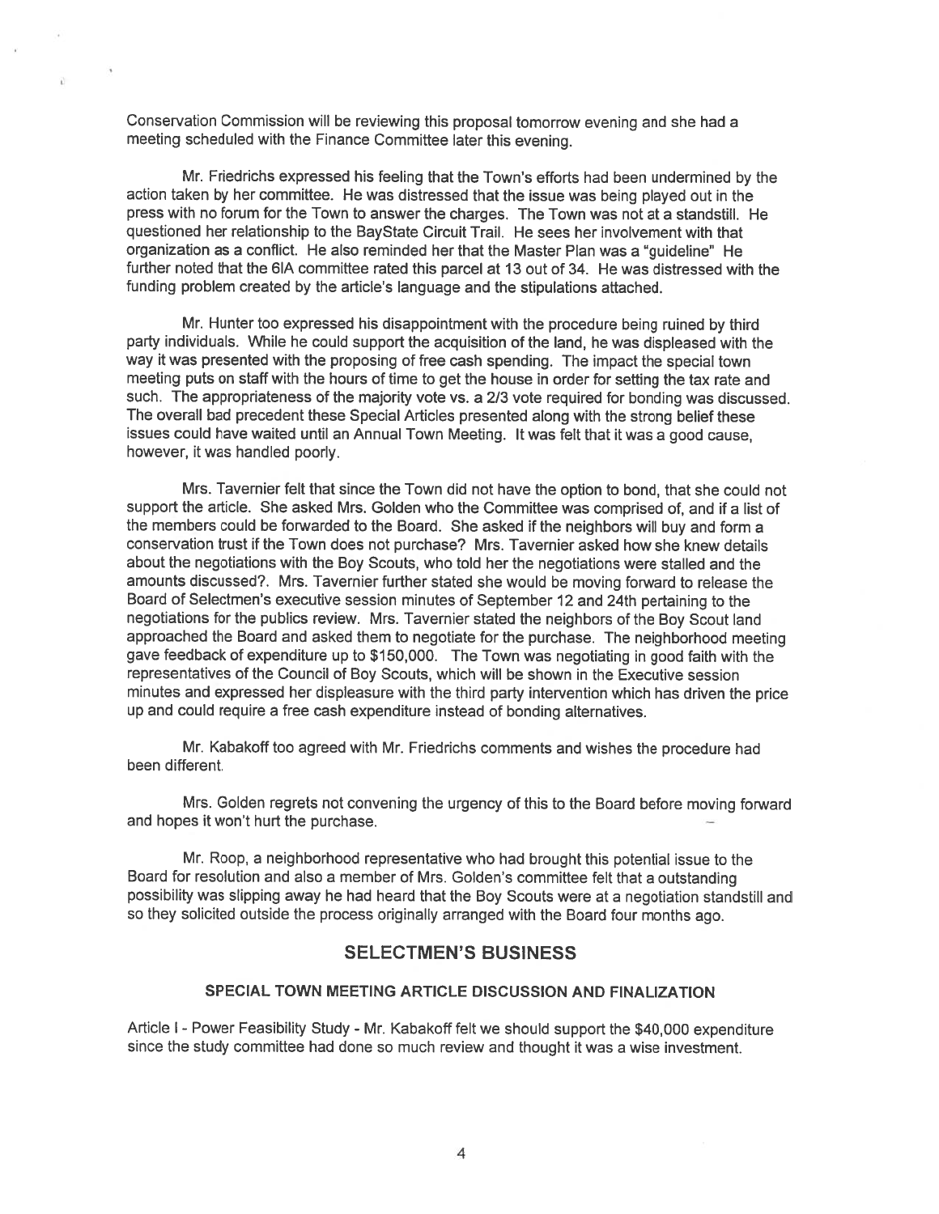Conservation Commission will be reviewing this proposal tomorrow evening and she had a meeting scheduled with the Finance Committee later this evening.

Mr. Friedrichs expressed his feeling that the Town's efforts had been undermined by the action taken by her committee. He was distressed that the issue was being played out in the press with no forum for the Town to answer the charges. The Town was not at a standstill. He questioned her relationship to the BayState Circuit Trail. He sees her involvement with that organization as a conflict. He also reminded her that the Master Plan was a "guideline" He further noted that the 6IA committee rated this parcel at 13 out of 34. He was distressed with the funding problem created by the article's language and the stipulations attached.

Mr. Hunter too expressed his disappointment with the procedure being ruined by third party individuals. While he could support the acquisition of the land, he was displeased with the way it was presented with the proposing of free cash spending. The impact the special town meeting puts on staff with the hours of time to get the house in order for setting the tax rate and such. The appropriateness of the majority vote vs. a 2/3 vote required for bonding was discussed. The overall bad precedent these Special Articles presented along with the strong belief these issues could have waited until an Annual Town Meeting. It was felt that it was a good cause, however, it was handled poorly.

Mrs. Tavernier felt that since the Town did not have the option to bond, that she could not support the article. She asked Mrs. Golden who the Committee was comprised of, and if a list of the members could be forwarded to the Board. She asked if the neighbors will buy and form a conservation trust if the Town does not purchase? Mrs. Tavernier asked how she knew details about the negotiations with the Boy Scouts, who told her the negotiations were stalled and the amounts discussed?. Mrs. Tavernier further stated she would be moving forward to release the Board of Selectmen's executive session minutes of September 12 and 24th pertaining to the negotiations for the publics review. Mrs. Tavernier stated the neighbors of the Boy Scout land approached the Board and asked them to negotiate for the purchase. The neighborhood meeting gave feedback of expenditure up to $150,000. The Town was negotiating in good faith with the representatives of the Council of Boy Scouts, which will be shown in the Executive session minutes and expressed her displeasure with the third party intervention which has driven the price up and could require a free cash expenditure instead of bonding alternatives.

Mr. Kabakoff too agreed with Mr. Friedrichs comments and wishes the procedure had been different.

Mrs. Golden regrets not convening the urgency of this to the Board before moving forward and hopes it won't hurt the purchase.

Mr. Roop, a neighborhood representative who had brought this potential issue to the Board for resolution and also a member of Mrs. Golden's committee felt that a outstanding possibility was slipping away he had heard that the Boy Scouts were at a negotiation standstill and so they solicited outside the process originally arranged with the Board four months ago.

## SELECTMEN'S BUSINESS

### SPECIAL TOWN MEETING ARTICLE DISCUSSION AND FINALIZATION

Article I - Power Feasibility Study - Mr. Kabakoff felt we should support the $40,000 expenditure since the study committee had done so much review and thought it was a wise investment.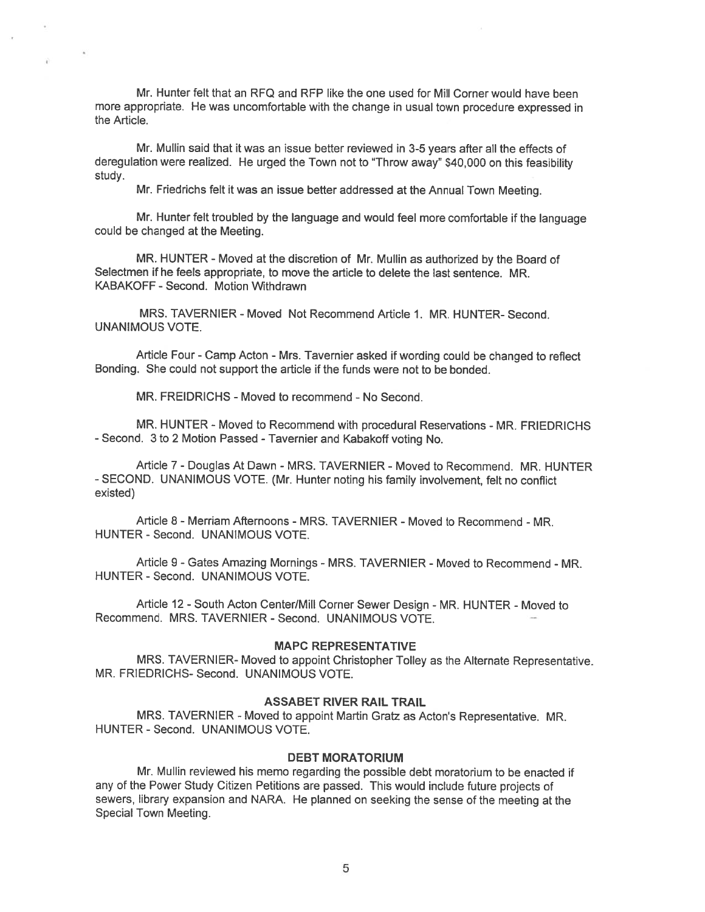Mr. Hunter felt that an RFQ and RFP like the one used for Mill Corner would have been more appropriate. He was uncomfortable with the change in usual town procedure expressed in the Article.

Mr. Mullin said that it was an issue better reviewed in 3-5 years after all the effects of deregulation were realized. He urged the Town not to "Throw away" $40,000 on this feasibility study.

Mr. Friedrichs felt it was an issue better addressed at the Annual Town Meeting.

Mr. Hunter felt troubled by the language and would feel more comfortable if the language could be changed at the Meeting.

MR. HUNTER - Moved at the discretion of Mr. Mullin as authorized by the Board of Selectmen if he feels appropriate, to move the article to delete the last sentence. MR. KABAKOFF - Second. Motion Withdrawn

MRS. TAVERNIER - Moved Not Recommend Article 1. MR. HUNTER- Second. UNANIMOUS VOTE.

Article Four - Camp Acton - Mrs. Tavernier asked if wording could be changed to reflect Bonding. She could not support the article if the funds were not to be bonded.

MR. FREIDRICHS - Moved to recommend - No Second.

MR. HUNTER - Moved to Recommend with procedural Reservations - MR. FRIEDRICHS - Second. 3 to 2 Motion Passed - Tavernier and Kabakoff voting No.

Article 7 - Douglas At Dawn - MRS. TAVERNIER - Moved to Recommend. MR. HUNTER - SECOND. UNANIMOUS VOTE. (Mr. Hunter noting his family involvement, felt no conflict existed)

Article 8 - Merriam Afternoons - MRS. TAVERNIER - Moved to Recommend - MR. HUNTER - Second. UNANIMOUS VOTE.

Article 9 - Gates Amazing Mornings - MRS. TAVERNIER - Moved to Recommend - MR. HUNTER - Second. UNANIMOUS VOTE.

Article 12 - South Acton Center/Mill Corner Sewer Design - MR. HUNTER - Moved to Recommend. MRS. TAVERNIER - Second. UNANIMOUS VOTE.

## MAPC REPRESENTATIVE

MRS. TAVERNIER- Moved to appoint Christopher Tolley as the Alternate Representative. MR. FRIEDRICHS- Second. UNANIMOUS VOTE.

## ASSABET RIVER RAIL TRAIL

MRS. TAVERNIER - Moved to appoint Martin Gratz as Acton's Representative. MR. HUNTER - Second. UNANIMOUS VOTE.

## DEBT MORATORIUM

Mr. Mullin reviewed his memo regarding the possible debt moratorium to be enacted if any of the Power Study Citizen Petitions are passed. This would include future projects of sewers, library expansion and NARA. He planned on seeking the sense of the meeting at the Special Town Meeting.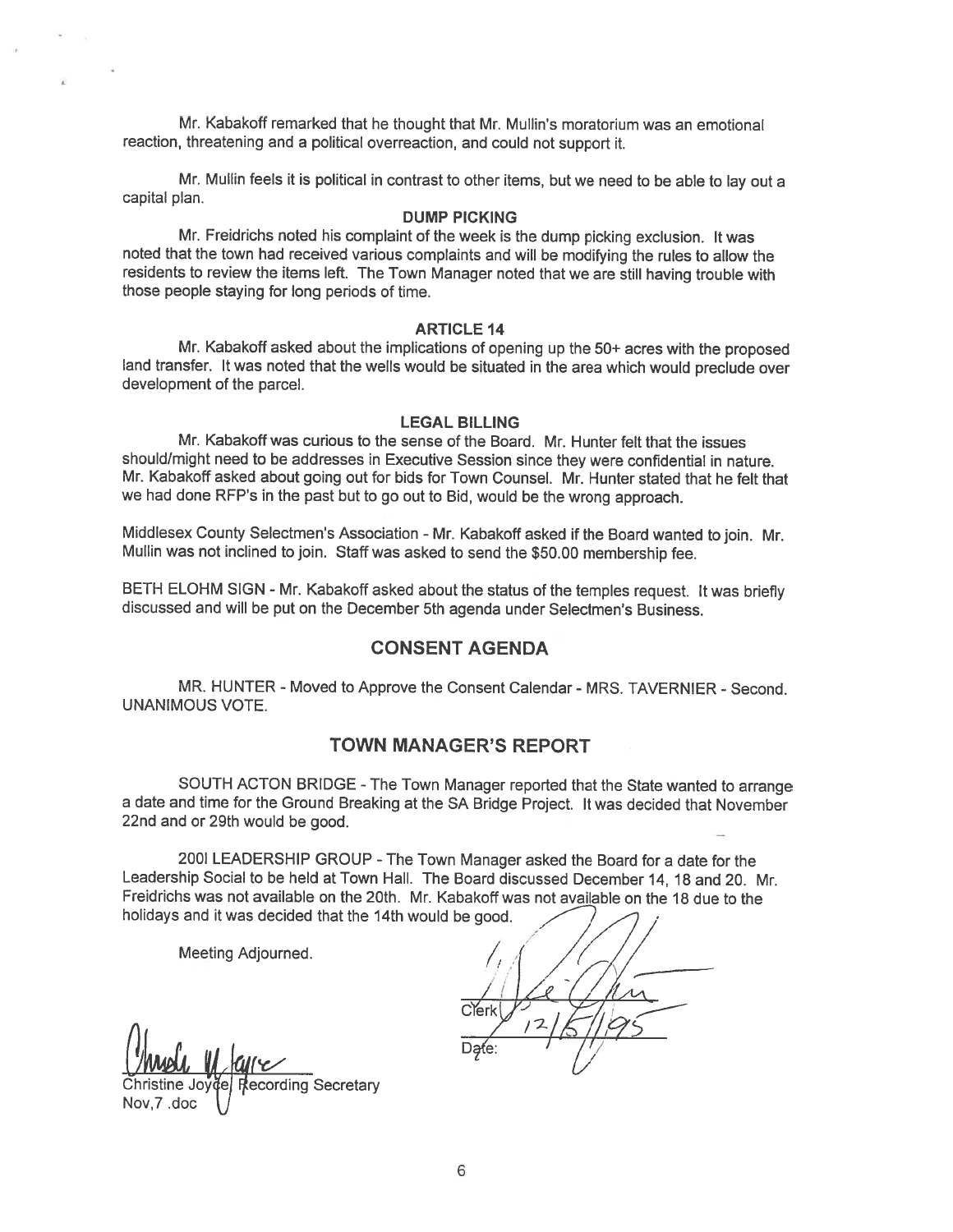Mr. Kabakoff remarked that he thought that Mr. Mullin's moratorium was an emotional reaction, threatening and a political overreaction, and could not support it.

Mr. Mullin feels it is political in contrast to other items, but we need to be able to lay out a capital plan.

**DUMP PICKING**

Mr. Freidrichs noted his complaint of the week is the dump picking exclusion. It was noted that the town had received various complaints and will be modifying the rules to allow the residents to review the items left. The Town Manager noted that we are still having trouble with those people staying for long periods of time.

**ARTICLE 14**

Mr. Kabakoff asked about the implications of opening up the 50+ acres with the proposed land transfer. It was noted that the wells would be situated in the area which would preclude over development of the parcel.

**LEGAL BILLING**

Mr. Kabakoff was curious to the sense of the Board. Mr. Hunter felt that the issues should/might need to be addresses in Executive Session since they were confidential in nature. Mr. Kabakoff asked about going out for bids for Town Counsel. Mr. Hunter stated that he felt that we had done RFP's in the past but to go out to Bid, would be the wrong approach.

Middlesex County Selectmen's Association - Mr. Kabakoff asked if the Board wanted to join. Mr. Mullin was not inclined to join. Staff was asked to send the $50.00 membership fee.

BETH ELOHM SIGN - Mr. Kabakoff asked about the status of the temples request. It was briefly discussed and will be put on the December 5th agenda under Selectmen's Business.

## CONSENT AGENDA

MR. HUNTER - Moved to Approve the Consent Calendar - MRS. TAVERNIER - Second. UNANIMOUS VOTE.

## TOWN MANAGER'S REPORT

SOUTH ACTON BRIDGE - The Town Manager reported that the State wanted to arrange a date and time for the Ground Breaking at the SA Bridge Project. It was decided that November 22nd and or 29th would be good.

2001 LEADERSHIP GROUP - The Town Manager asked the Board for a date for the Leadership Social to be held at Town Hall. The Board discussed December 14, 18 and 20. Mr. Freidrichs was not available on the 20th. Mr. Kabakoff was not available on the 18 due to the holidays and it was decided that the 14th would be good.

Meeting Adjourned.

Clerk

Date: 12/5/95

Christine Joyce, Recording Secretary

Nov,7 .doc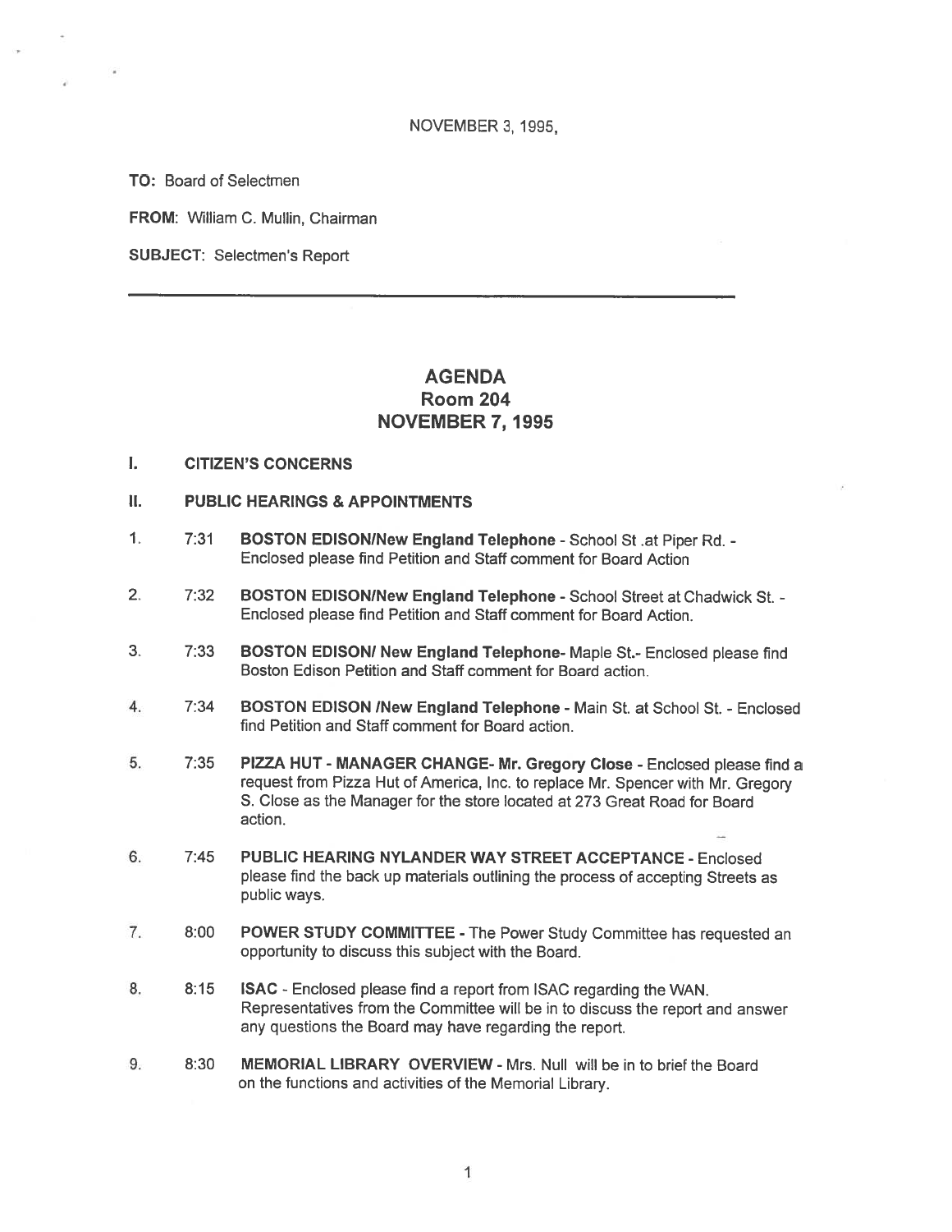NOVEMBER 3, 1995,

**TO:** Board of Selectmen

**FROM:** William C. Mullin, Chairman

**SUBJECT:** Selectmen's Report

---

# AGENDA
## Room 204
## NOVEMBER 7, 1995

**I. CITIZEN'S CONCERNS**

**II. PUBLIC HEARINGS & APPOINTMENTS**

1. 7:31 **BOSTON EDISON/New England Telephone** - School St .at Piper Rd. - Enclosed please find Petition and Staff comment for Board Action

2. 7:32 **BOSTON EDISON/New England Telephone** - School Street at Chadwick St. - Enclosed please find Petition and Staff comment for Board Action.

3. 7:33 **BOSTON EDISON/ New England Telephone**- Maple St.- Enclosed please find Boston Edison Petition and Staff comment for Board action.

4. 7:34 **BOSTON EDISON /New England Telephone** - Main St. at School St. - Enclosed find Petition and Staff comment for Board action.

5. 7:35 **PIZZA HUT - MANAGER CHANGE- Mr. Gregory Close** - Enclosed please find a request from Pizza Hut of America, Inc. to replace Mr. Spencer with Mr. Gregory S. Close as the Manager for the store located at 273 Great Road for Board action.

6. 7:45 **PUBLIC HEARING NYLANDER WAY STREET ACCEPTANCE** - Enclosed please find the back up materials outlining the process of accepting Streets as public ways.

7. 8:00 **POWER STUDY COMMITTEE** - The Power Study Committee has requested an opportunity to discuss this subject with the Board.

8. 8:15 **ISAC** - Enclosed please find a report from ISAC regarding the WAN. Representatives from the Committee will be in to discuss the report and answer any questions the Board may have regarding the report.

9. 8:30 **MEMORIAL LIBRARY OVERVIEW** - Mrs. Null will be in to brief the Board on the functions and activities of the Memorial Library.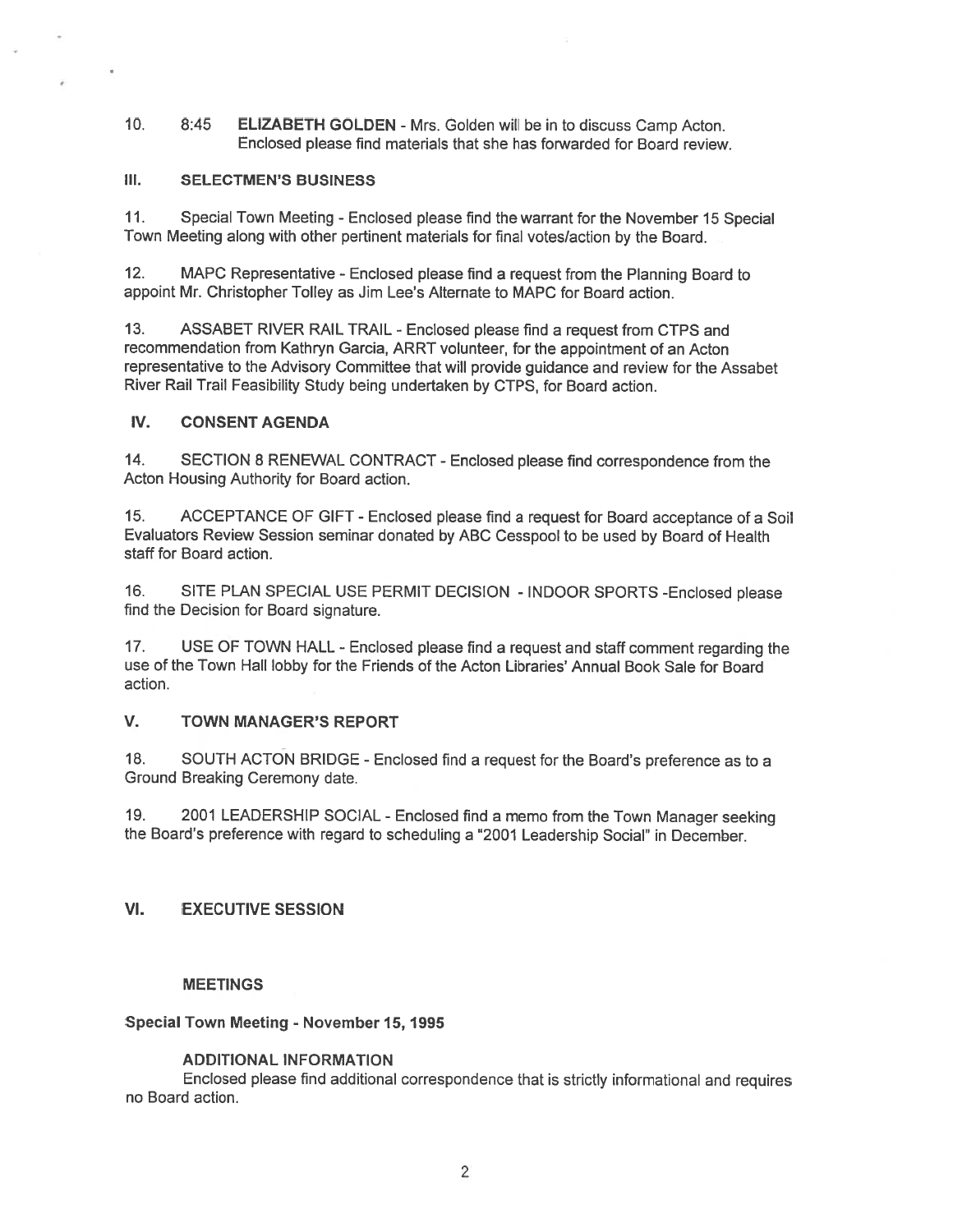10. 8:45 **ELIZABETH GOLDEN** - Mrs. Golden will be in to discuss Camp Acton. Enclosed please find materials that she has forwarded for Board review.

## III. SELECTMEN'S BUSINESS

11. Special Town Meeting - Enclosed please find the warrant for the November 15 Special Town Meeting along with other pertinent materials for final votes/action by the Board.

12. MAPC Representative - Enclosed please find a request from the Planning Board to appoint Mr. Christopher Tolley as Jim Lee's Alternate to MAPC for Board action.

13. ASSABET RIVER RAIL TRAIL - Enclosed please find a request from CTPS and recommendation from Kathryn Garcia, ARRT volunteer, for the appointment of an Acton representative to the Advisory Committee that will provide guidance and review for the Assabet River Rail Trail Feasibility Study being undertaken by CTPS, for Board action.

## IV. CONSENT AGENDA

14. SECTION 8 RENEWAL CONTRACT - Enclosed please find correspondence from the Acton Housing Authority for Board action.

15. ACCEPTANCE OF GIFT - Enclosed please find a request for Board acceptance of a Soil Evaluators Review Session seminar donated by ABC Cesspool to be used by Board of Health staff for Board action.

16. SITE PLAN SPECIAL USE PERMIT DECISION - INDOOR SPORTS -Enclosed please find the Decision for Board signature.

17. USE OF TOWN HALL - Enclosed please find a request and staff comment regarding the use of the Town Hall lobby for the Friends of the Acton Libraries' Annual Book Sale for Board action.

## V. TOWN MANAGER'S REPORT

18. SOUTH ACTON BRIDGE - Enclosed find a request for the Board's preference as to a Ground Breaking Ceremony date.

19. 2001 LEADERSHIP SOCIAL - Enclosed find a memo from the Town Manager seeking the Board's preference with regard to scheduling a "2001 Leadership Social" in December.

## VI. EXECUTIVE SESSION

### MEETINGS

**Special Town Meeting - November 15, 1995**

### ADDITIONAL INFORMATION

Enclosed please find additional correspondence that is strictly informational and requires no Board action.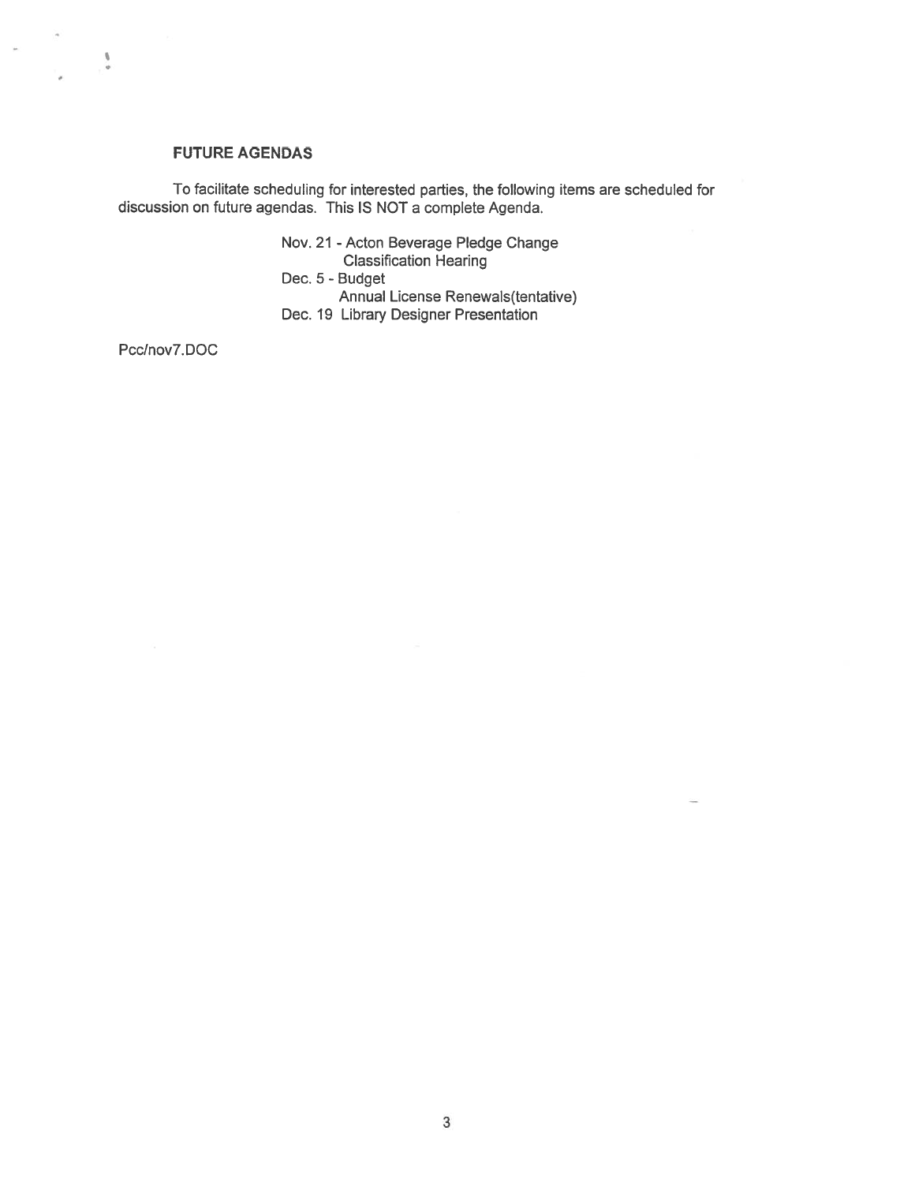**FUTURE AGENDAS**

To facilitate scheduling for interested parties, the following items are scheduled for discussion on future agendas. This IS NOT a complete Agenda.

Nov. 21 - Acton Beverage Pledge Change
Classification Hearing
Dec. 5 - Budget
Annual License Renewals(tentative)
Dec. 19 Library Designer Presentation

Pcc/nov7.DOC